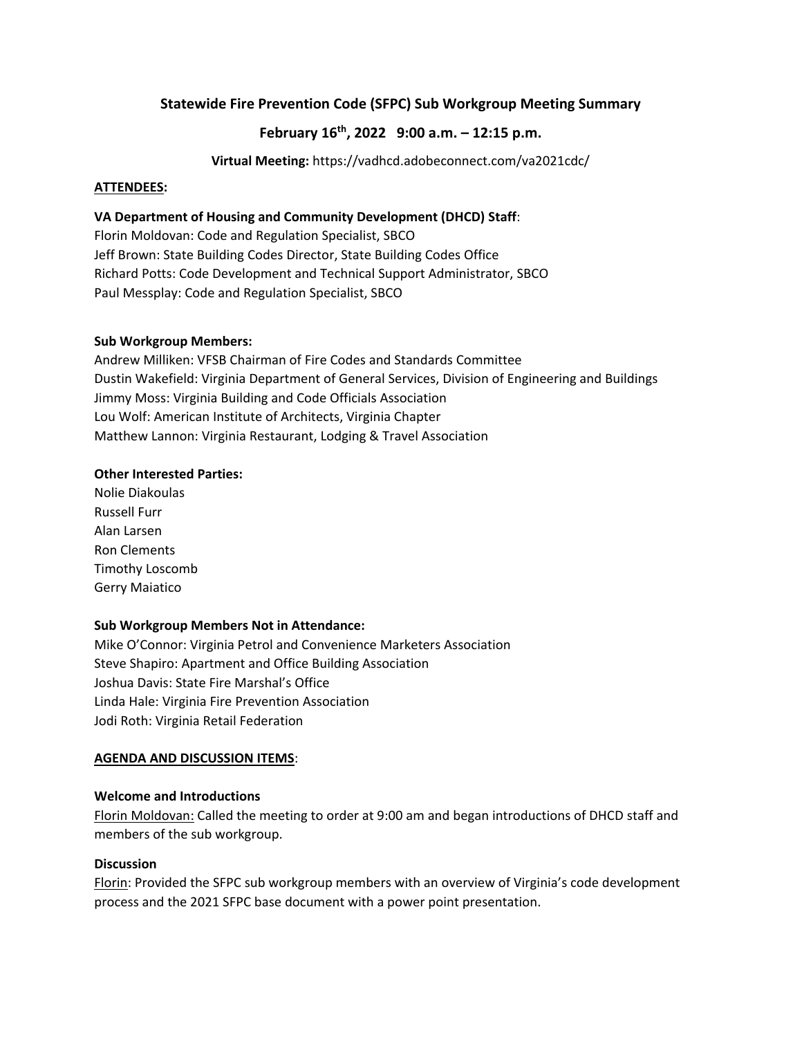# Statewide Fire Prevention Code (SFPC) Sub Workgroup Meeting Summary

## February 16th, 2022 9:00 a.m. – 12:15 p.m.

**Virtual Meeting:** https://vadhcd.adobeconnect.com/va2021cdc/

**ATTENDEES:**

**VA Department of Housing and Community Development (DHCD) Staff**:
Florin Moldovan: Code and Regulation Specialist, SBCO
Jeff Brown: State Building Codes Director, State Building Codes Office
Richard Potts: Code Development and Technical Support Administrator, SBCO
Paul Messplay: Code and Regulation Specialist, SBCO

**Sub Workgroup Members:**
Andrew Milliken: VFSB Chairman of Fire Codes and Standards Committee
Dustin Wakefield: Virginia Department of General Services, Division of Engineering and Buildings
Jimmy Moss: Virginia Building and Code Officials Association
Lou Wolf: American Institute of Architects, Virginia Chapter
Matthew Lannon: Virginia Restaurant, Lodging & Travel Association

**Other Interested Parties:**
Nolie Diakoulas
Russell Furr
Alan Larsen
Ron Clements
Timothy Loscomb
Gerry Maiatico

**Sub Workgroup Members Not in Attendance:**
Mike O'Connor: Virginia Petrol and Convenience Marketers Association
Steve Shapiro: Apartment and Office Building Association
Joshua Davis: State Fire Marshal's Office
Linda Hale: Virginia Fire Prevention Association
Jodi Roth: Virginia Retail Federation

**AGENDA AND DISCUSSION ITEMS**:

**Welcome and Introductions**

Florin Moldovan: Called the meeting to order at 9:00 am and began introductions of DHCD staff and members of the sub workgroup.

**Discussion**

Florin: Provided the SFPC sub workgroup members with an overview of Virginia's code development process and the 2021 SFPC base document with a power point presentation.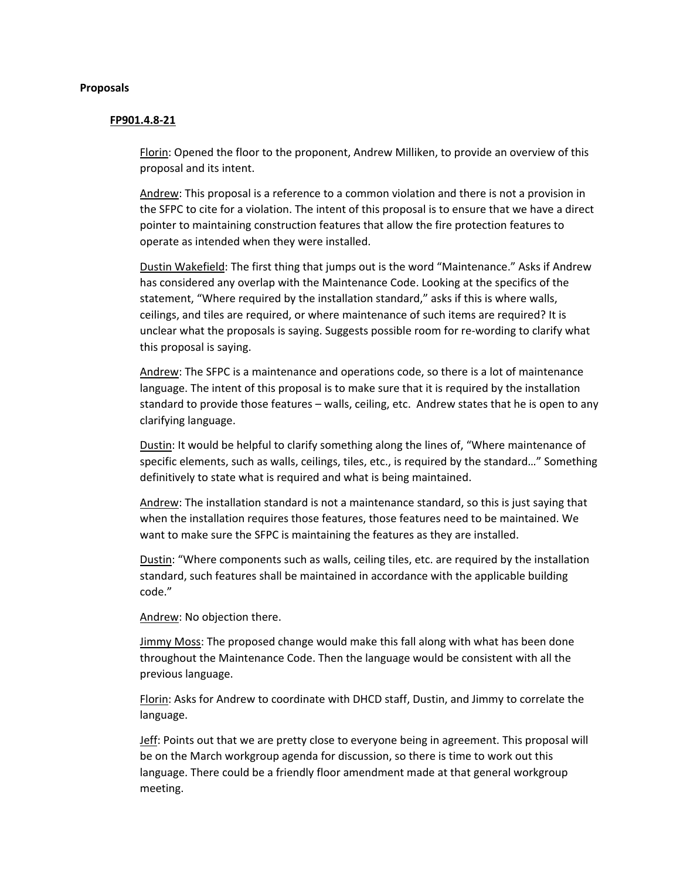**Proposals**

**FP901.4.8-21**

Florin: Opened the floor to the proponent, Andrew Milliken, to provide an overview of this proposal and its intent.

Andrew: This proposal is a reference to a common violation and there is not a provision in the SFPC to cite for a violation. The intent of this proposal is to ensure that we have a direct pointer to maintaining construction features that allow the fire protection features to operate as intended when they were installed.

Dustin Wakefield: The first thing that jumps out is the word "Maintenance." Asks if Andrew has considered any overlap with the Maintenance Code. Looking at the specifics of the statement, "Where required by the installation standard," asks if this is where walls, ceilings, and tiles are required, or where maintenance of such items are required? It is unclear what the proposals is saying. Suggests possible room for re-wording to clarify what this proposal is saying.

Andrew: The SFPC is a maintenance and operations code, so there is a lot of maintenance language. The intent of this proposal is to make sure that it is required by the installation standard to provide those features – walls, ceiling, etc. Andrew states that he is open to any clarifying language.

Dustin: It would be helpful to clarify something along the lines of, "Where maintenance of specific elements, such as walls, ceilings, tiles, etc., is required by the standard…" Something definitively to state what is required and what is being maintained.

Andrew: The installation standard is not a maintenance standard, so this is just saying that when the installation requires those features, those features need to be maintained. We want to make sure the SFPC is maintaining the features as they are installed.

Dustin: "Where components such as walls, ceiling tiles, etc. are required by the installation standard, such features shall be maintained in accordance with the applicable building code."

Andrew: No objection there.

Jimmy Moss: The proposed change would make this fall along with what has been done throughout the Maintenance Code. Then the language would be consistent with all the previous language.

Florin: Asks for Andrew to coordinate with DHCD staff, Dustin, and Jimmy to correlate the language.

Jeff: Points out that we are pretty close to everyone being in agreement. This proposal will be on the March workgroup agenda for discussion, so there is time to work out this language. There could be a friendly floor amendment made at that general workgroup meeting.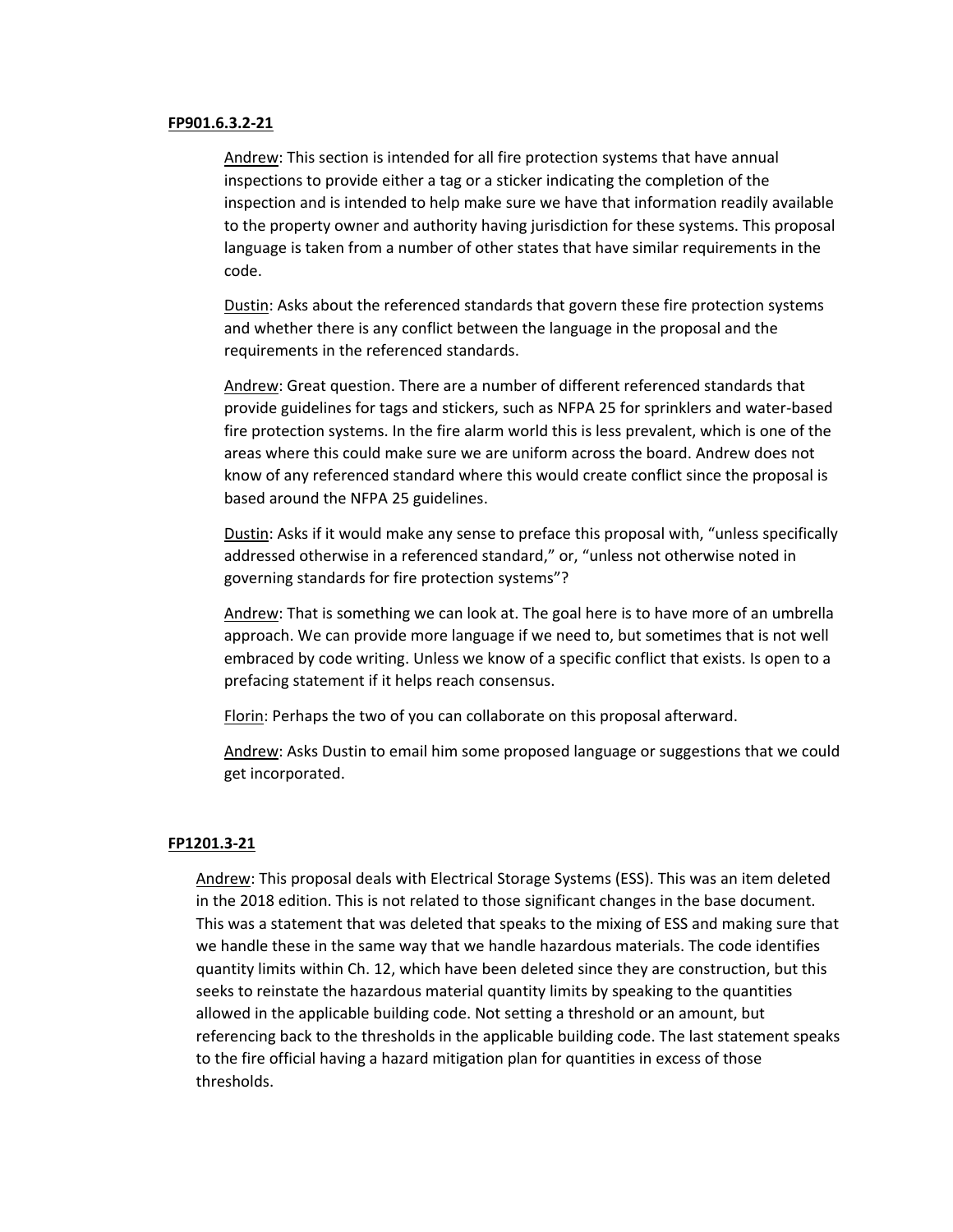**FP901.6.3.2-21**

Andrew: This section is intended for all fire protection systems that have annual inspections to provide either a tag or a sticker indicating the completion of the inspection and is intended to help make sure we have that information readily available to the property owner and authority having jurisdiction for these systems. This proposal language is taken from a number of other states that have similar requirements in the code.

Dustin: Asks about the referenced standards that govern these fire protection systems and whether there is any conflict between the language in the proposal and the requirements in the referenced standards.

Andrew: Great question. There are a number of different referenced standards that provide guidelines for tags and stickers, such as NFPA 25 for sprinklers and water-based fire protection systems. In the fire alarm world this is less prevalent, which is one of the areas where this could make sure we are uniform across the board. Andrew does not know of any referenced standard where this would create conflict since the proposal is based around the NFPA 25 guidelines.

Dustin: Asks if it would make any sense to preface this proposal with, "unless specifically addressed otherwise in a referenced standard," or, "unless not otherwise noted in governing standards for fire protection systems"?

Andrew: That is something we can look at. The goal here is to have more of an umbrella approach. We can provide more language if we need to, but sometimes that is not well embraced by code writing. Unless we know of a specific conflict that exists. Is open to a prefacing statement if it helps reach consensus.

Florin: Perhaps the two of you can collaborate on this proposal afterward.

Andrew: Asks Dustin to email him some proposed language or suggestions that we could get incorporated.

**FP1201.3-21**

Andrew: This proposal deals with Electrical Storage Systems (ESS). This was an item deleted in the 2018 edition. This is not related to those significant changes in the base document. This was a statement that was deleted that speaks to the mixing of ESS and making sure that we handle these in the same way that we handle hazardous materials. The code identifies quantity limits within Ch. 12, which have been deleted since they are construction, but this seeks to reinstate the hazardous material quantity limits by speaking to the quantities allowed in the applicable building code. Not setting a threshold or an amount, but referencing back to the thresholds in the applicable building code. The last statement speaks to the fire official having a hazard mitigation plan for quantities in excess of those thresholds.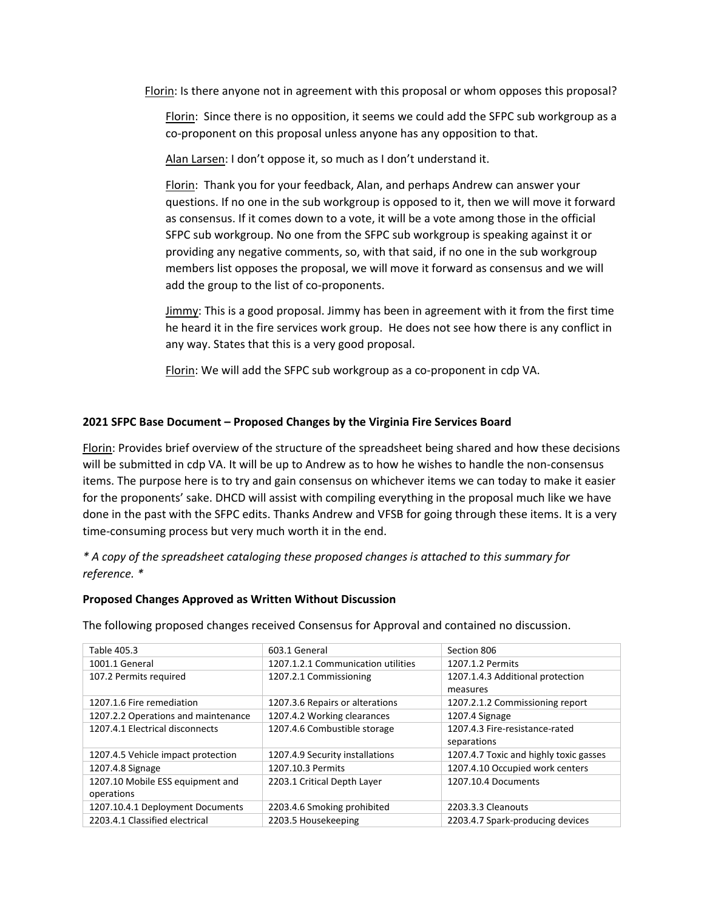Florin: Is there anyone not in agreement with this proposal or whom opposes this proposal?

Florin: Since there is no opposition, it seems we could add the SFPC sub workgroup as a co-proponent on this proposal unless anyone has any opposition to that.

Alan Larsen: I don't oppose it, so much as I don't understand it.

Florin: Thank you for your feedback, Alan, and perhaps Andrew can answer your questions. If no one in the sub workgroup is opposed to it, then we will move it forward as consensus. If it comes down to a vote, it will be a vote among those in the official SFPC sub workgroup. No one from the SFPC sub workgroup is speaking against it or providing any negative comments, so, with that said, if no one in the sub workgroup members list opposes the proposal, we will move it forward as consensus and we will add the group to the list of co-proponents.

Jimmy: This is a good proposal. Jimmy has been in agreement with it from the first time he heard it in the fire services work group. He does not see how there is any conflict in any way. States that this is a very good proposal.

Florin: We will add the SFPC sub workgroup as a co-proponent in cdp VA.

**2021 SFPC Base Document – Proposed Changes by the Virginia Fire Services Board**

Florin: Provides brief overview of the structure of the spreadsheet being shared and how these decisions will be submitted in cdp VA. It will be up to Andrew as to how he wishes to handle the non-consensus items. The purpose here is to try and gain consensus on whichever items we can today to make it easier for the proponents' sake. DHCD will assist with compiling everything in the proposal much like we have done in the past with the SFPC edits. Thanks Andrew and VFSB for going through these items. It is a very time-consuming process but very much worth it in the end.

*\* A copy of the spreadsheet cataloging these proposed changes is attached to this summary for reference. \**

**Proposed Changes Approved as Written Without Discussion**

The following proposed changes received Consensus for Approval and contained no discussion.

| | | |
|---|---|---|
| Table 405.3 | 603.1 General | Section 806 |
| 1001.1 General | 1207.1.2.1 Communication utilities | 1207.1.2 Permits |
| 107.2 Permits required | 1207.2.1 Commissioning | 1207.1.4.3 Additional protection measures |
| 1207.1.6 Fire remediation | 1207.3.6 Repairs or alterations | 1207.2.1.2 Commissioning report |
| 1207.2.2 Operations and maintenance | 1207.4.2 Working clearances | 1207.4 Signage |
| 1207.4.1 Electrical disconnects | 1207.4.6 Combustible storage | 1207.4.3 Fire-resistance-rated separations |
| 1207.4.5 Vehicle impact protection | 1207.4.9 Security installations | 1207.4.7 Toxic and highly toxic gasses |
| 1207.4.8 Signage | 1207.10.3 Permits | 1207.4.10 Occupied work centers |
| 1207.10 Mobile ESS equipment and operations | 2203.1 Critical Depth Layer | 1207.10.4 Documents |
| 1207.10.4.1 Deployment Documents | 2203.4.6 Smoking prohibited | 2203.3.3 Cleanouts |
| 2203.4.1 Classified electrical | 2203.5 Housekeeping | 2203.4.7 Spark-producing devices |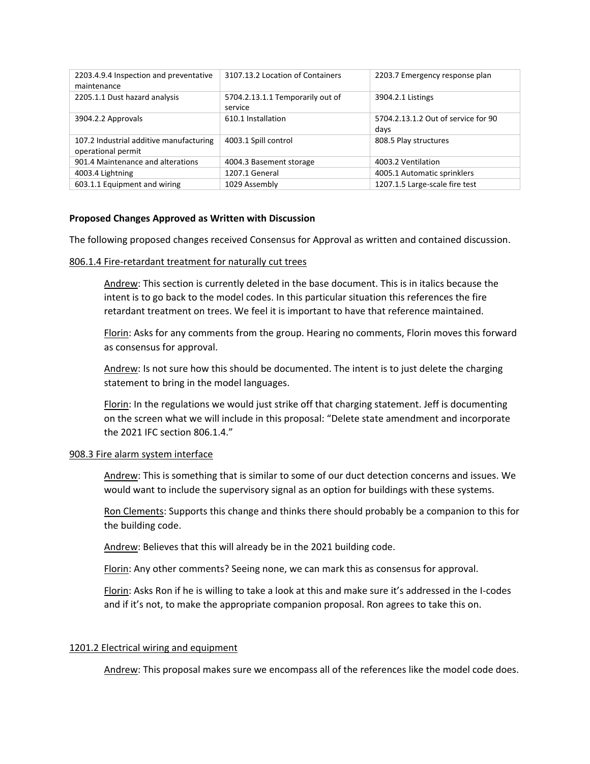| | | |
|---|---|---|
| 2203.4.9.4 Inspection and preventative maintenance | 3107.13.2 Location of Containers | 2203.7 Emergency response plan |
| 2205.1.1 Dust hazard analysis | 5704.2.13.1.1 Temporarily out of service | 3904.2.1 Listings |
| 3904.2.2 Approvals | 610.1 Installation | 5704.2.13.1.2 Out of service for 90 days |
| 107.2 Industrial additive manufacturing operational permit | 4003.1 Spill control | 808.5 Play structures |
| 901.4 Maintenance and alterations | 4004.3 Basement storage | 4003.2 Ventilation |
| 4003.4 Lightning | 1207.1 General | 4005.1 Automatic sprinklers |
| 603.1.1 Equipment and wiring | 1029 Assembly | 1207.1.5 Large-scale fire test |

**Proposed Changes Approved as Written with Discussion**

The following proposed changes received Consensus for Approval as written and contained discussion.

806.1.4 Fire-retardant treatment for naturally cut trees

> Andrew: This section is currently deleted in the base document. This is in italics because the intent is to go back to the model codes. In this particular situation this references the fire retardant treatment on trees. We feel it is important to have that reference maintained.
>
> Florin: Asks for any comments from the group. Hearing no comments, Florin moves this forward as consensus for approval.
>
> Andrew: Is not sure how this should be documented. The intent is to just delete the charging statement to bring in the model languages.
>
> Florin: In the regulations we would just strike off that charging statement. Jeff is documenting on the screen what we will include in this proposal: "Delete state amendment and incorporate the 2021 IFC section 806.1.4."

908.3 Fire alarm system interface

> Andrew: This is something that is similar to some of our duct detection concerns and issues. We would want to include the supervisory signal as an option for buildings with these systems.
>
> Ron Clements: Supports this change and thinks there should probably be a companion to this for the building code.
>
> Andrew: Believes that this will already be in the 2021 building code.
>
> Florin: Any other comments? Seeing none, we can mark this as consensus for approval.
>
> Florin: Asks Ron if he is willing to take a look at this and make sure it's addressed in the I-codes and if it's not, to make the appropriate companion proposal. Ron agrees to take this on.

1201.2 Electrical wiring and equipment

> Andrew: This proposal makes sure we encompass all of the references like the model code does.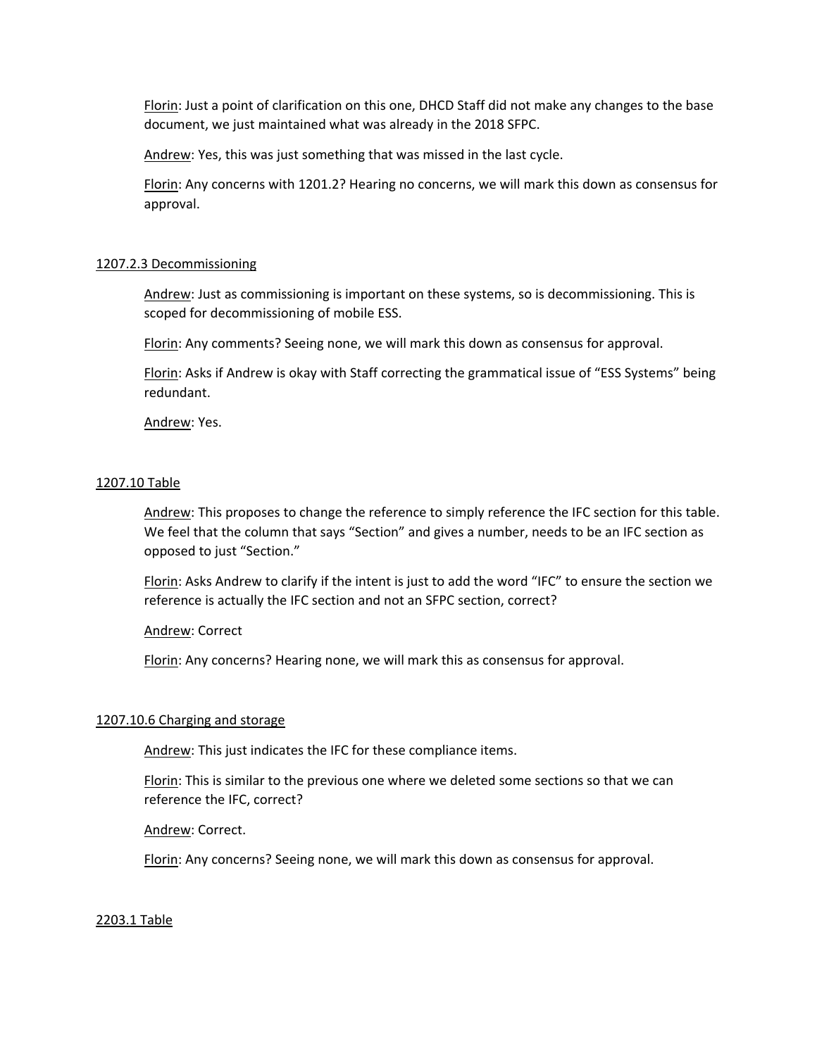Florin: Just a point of clarification on this one, DHCD Staff did not make any changes to the base document, we just maintained what was already in the 2018 SFPC.

Andrew: Yes, this was just something that was missed in the last cycle.

Florin: Any concerns with 1201.2? Hearing no concerns, we will mark this down as consensus for approval.

1207.2.3 Decommissioning

Andrew: Just as commissioning is important on these systems, so is decommissioning. This is scoped for decommissioning of mobile ESS.

Florin: Any comments? Seeing none, we will mark this down as consensus for approval.

Florin: Asks if Andrew is okay with Staff correcting the grammatical issue of "ESS Systems" being redundant.

Andrew: Yes.

1207.10 Table

Andrew: This proposes to change the reference to simply reference the IFC section for this table. We feel that the column that says "Section" and gives a number, needs to be an IFC section as opposed to just "Section."

Florin: Asks Andrew to clarify if the intent is just to add the word "IFC" to ensure the section we reference is actually the IFC section and not an SFPC section, correct?

Andrew: Correct

Florin: Any concerns? Hearing none, we will mark this as consensus for approval.

1207.10.6 Charging and storage

Andrew: This just indicates the IFC for these compliance items.

Florin: This is similar to the previous one where we deleted some sections so that we can reference the IFC, correct?

Andrew: Correct.

Florin: Any concerns? Seeing none, we will mark this down as consensus for approval.

2203.1 Table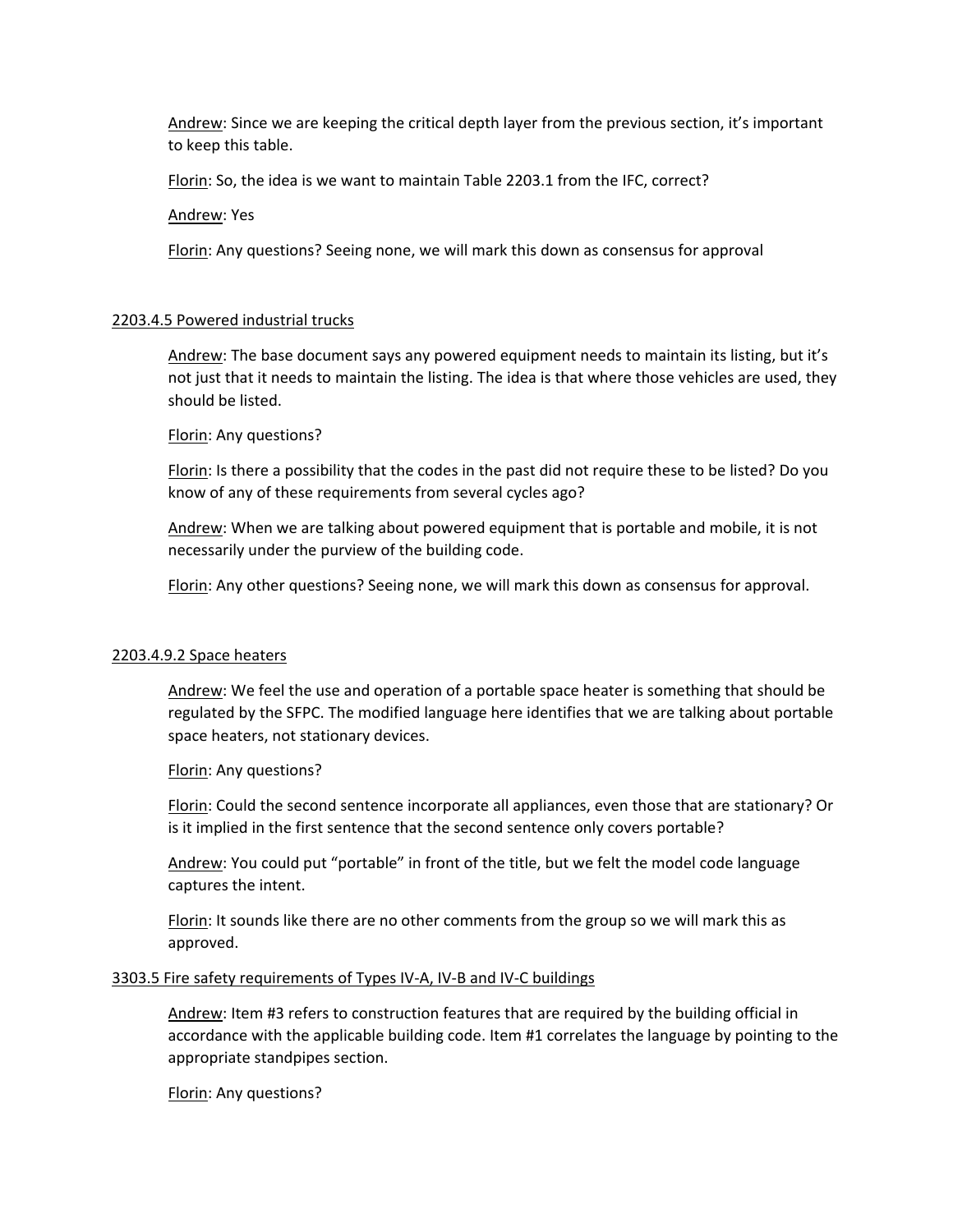Andrew: Since we are keeping the critical depth layer from the previous section, it's important to keep this table.

Florin: So, the idea is we want to maintain Table 2203.1 from the IFC, correct?

Andrew: Yes

Florin: Any questions? Seeing none, we will mark this down as consensus for approval

### 2203.4.5 Powered industrial trucks

Andrew: The base document says any powered equipment needs to maintain its listing, but it's not just that it needs to maintain the listing. The idea is that where those vehicles are used, they should be listed.

Florin: Any questions?

Florin: Is there a possibility that the codes in the past did not require these to be listed? Do you know of any of these requirements from several cycles ago?

Andrew: When we are talking about powered equipment that is portable and mobile, it is not necessarily under the purview of the building code.

Florin: Any other questions? Seeing none, we will mark this down as consensus for approval.

### 2203.4.9.2 Space heaters

Andrew: We feel the use and operation of a portable space heater is something that should be regulated by the SFPC. The modified language here identifies that we are talking about portable space heaters, not stationary devices.

Florin: Any questions?

Florin: Could the second sentence incorporate all appliances, even those that are stationary? Or is it implied in the first sentence that the second sentence only covers portable?

Andrew: You could put "portable" in front of the title, but we felt the model code language captures the intent.

Florin: It sounds like there are no other comments from the group so we will mark this as approved.

### 3303.5 Fire safety requirements of Types IV-A, IV-B and IV-C buildings

Andrew: Item #3 refers to construction features that are required by the building official in accordance with the applicable building code. Item #1 correlates the language by pointing to the appropriate standpipes section.

Florin: Any questions?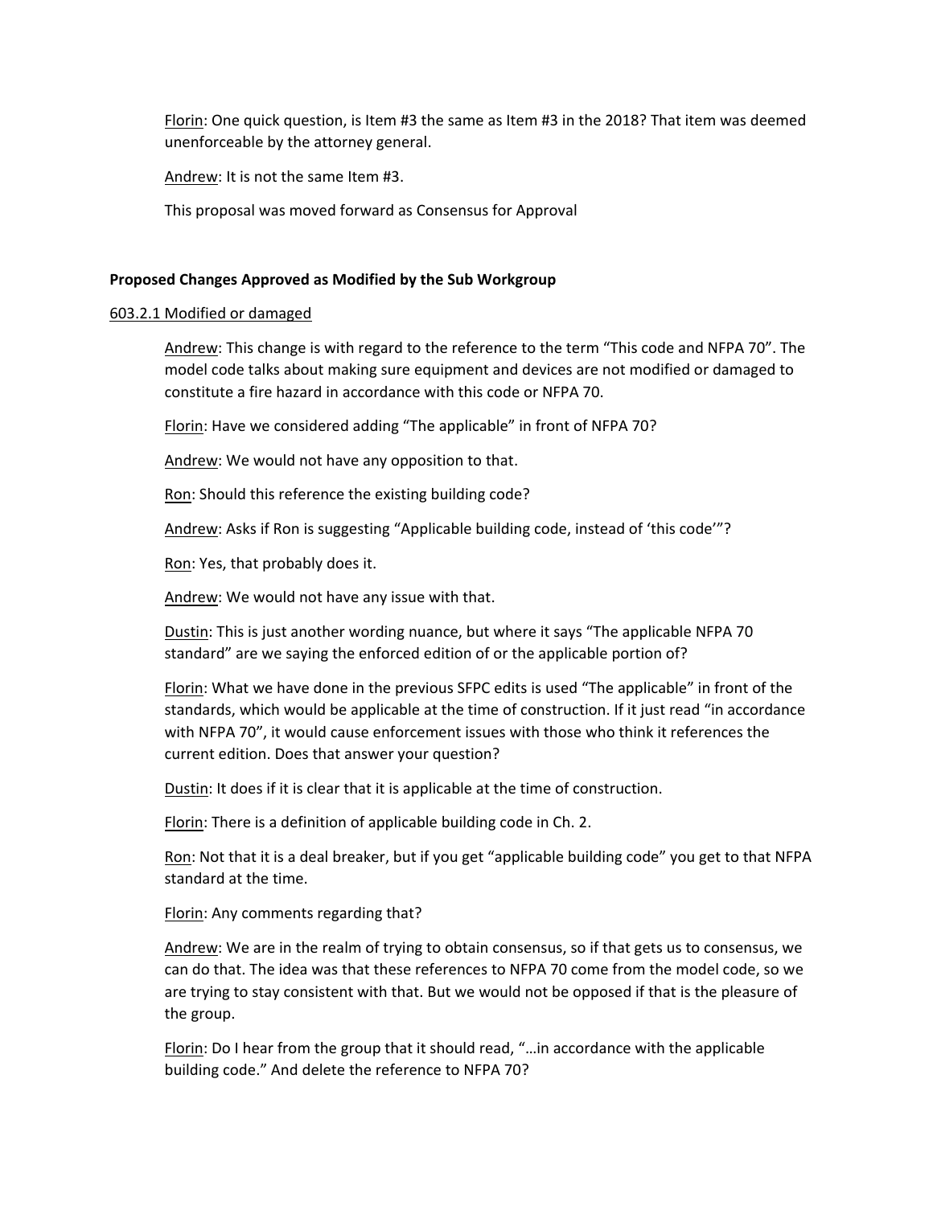Florin: One quick question, is Item #3 the same as Item #3 in the 2018? That item was deemed unenforceable by the attorney general.

Andrew: It is not the same Item #3.

This proposal was moved forward as Consensus for Approval

**Proposed Changes Approved as Modified by the Sub Workgroup**

603.2.1 Modified or damaged

Andrew: This change is with regard to the reference to the term "This code and NFPA 70". The model code talks about making sure equipment and devices are not modified or damaged to constitute a fire hazard in accordance with this code or NFPA 70.

Florin: Have we considered adding "The applicable" in front of NFPA 70?

Andrew: We would not have any opposition to that.

Ron: Should this reference the existing building code?

Andrew: Asks if Ron is suggesting "Applicable building code, instead of 'this code'"?

Ron: Yes, that probably does it.

Andrew: We would not have any issue with that.

Dustin: This is just another wording nuance, but where it says "The applicable NFPA 70 standard" are we saying the enforced edition of or the applicable portion of?

Florin: What we have done in the previous SFPC edits is used "The applicable" in front of the standards, which would be applicable at the time of construction. If it just read "in accordance with NFPA 70", it would cause enforcement issues with those who think it references the current edition. Does that answer your question?

Dustin: It does if it is clear that it is applicable at the time of construction.

Florin: There is a definition of applicable building code in Ch. 2.

Ron: Not that it is a deal breaker, but if you get "applicable building code" you get to that NFPA standard at the time.

Florin: Any comments regarding that?

Andrew: We are in the realm of trying to obtain consensus, so if that gets us to consensus, we can do that. The idea was that these references to NFPA 70 come from the model code, so we are trying to stay consistent with that. But we would not be opposed if that is the pleasure of the group.

Florin: Do I hear from the group that it should read, "…in accordance with the applicable building code." And delete the reference to NFPA 70?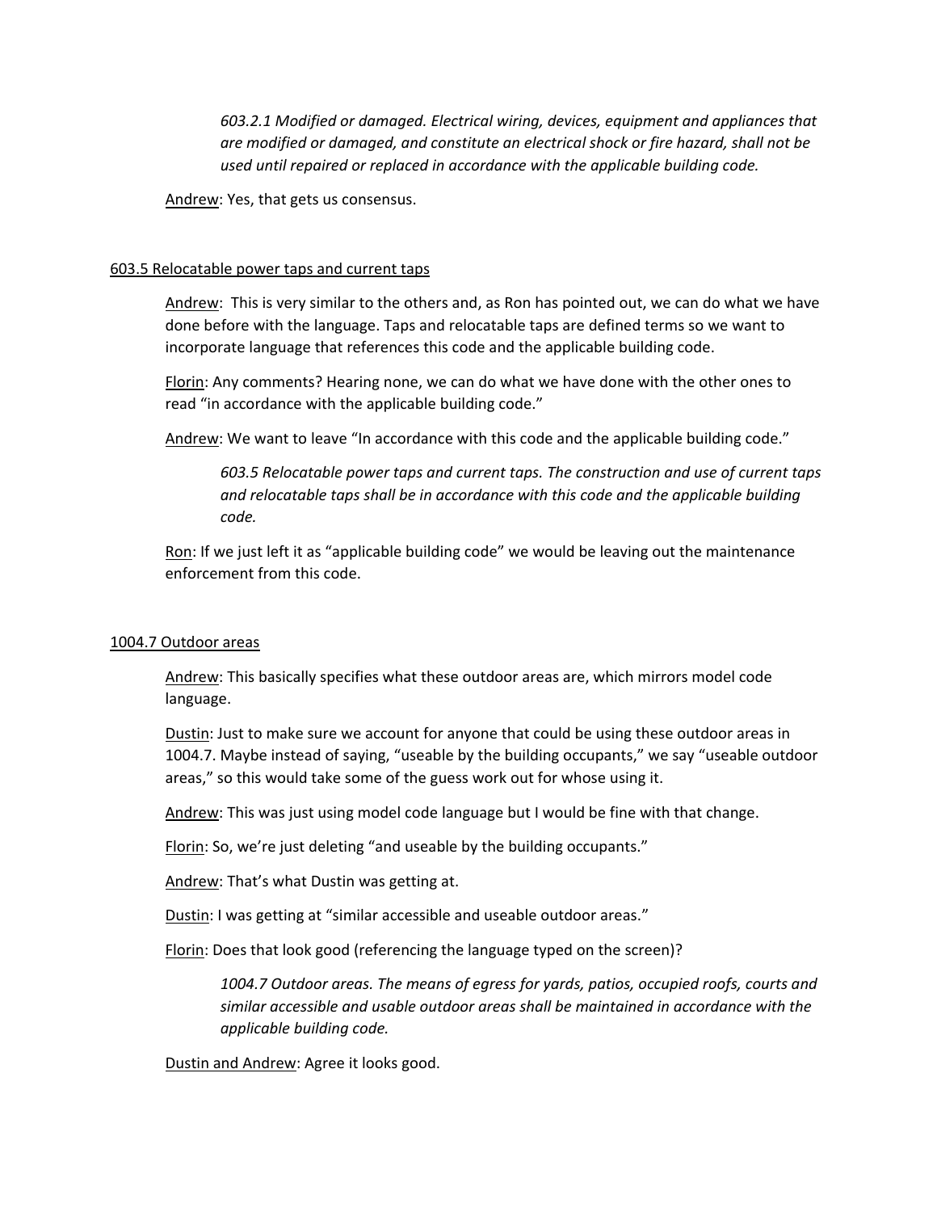*603.2.1 Modified or damaged. Electrical wiring, devices, equipment and appliances that are modified or damaged, and constitute an electrical shock or fire hazard, shall not be used until repaired or replaced in accordance with the applicable building code.*

Andrew: Yes, that gets us consensus.

603.5 Relocatable power taps and current taps

Andrew: This is very similar to the others and, as Ron has pointed out, we can do what we have done before with the language. Taps and relocatable taps are defined terms so we want to incorporate language that references this code and the applicable building code.

Florin: Any comments? Hearing none, we can do what we have done with the other ones to read "in accordance with the applicable building code."

Andrew: We want to leave "In accordance with this code and the applicable building code."

*603.5 Relocatable power taps and current taps. The construction and use of current taps and relocatable taps shall be in accordance with this code and the applicable building code.*

Ron: If we just left it as "applicable building code" we would be leaving out the maintenance enforcement from this code.

1004.7 Outdoor areas

Andrew: This basically specifies what these outdoor areas are, which mirrors model code language.

Dustin: Just to make sure we account for anyone that could be using these outdoor areas in 1004.7. Maybe instead of saying, "useable by the building occupants," we say "useable outdoor areas," so this would take some of the guess work out for whose using it.

Andrew: This was just using model code language but I would be fine with that change.

Florin: So, we're just deleting "and useable by the building occupants."

Andrew: That's what Dustin was getting at.

Dustin: I was getting at "similar accessible and useable outdoor areas."

Florin: Does that look good (referencing the language typed on the screen)?

*1004.7 Outdoor areas. The means of egress for yards, patios, occupied roofs, courts and similar accessible and usable outdoor areas shall be maintained in accordance with the applicable building code.*

Dustin and Andrew: Agree it looks good.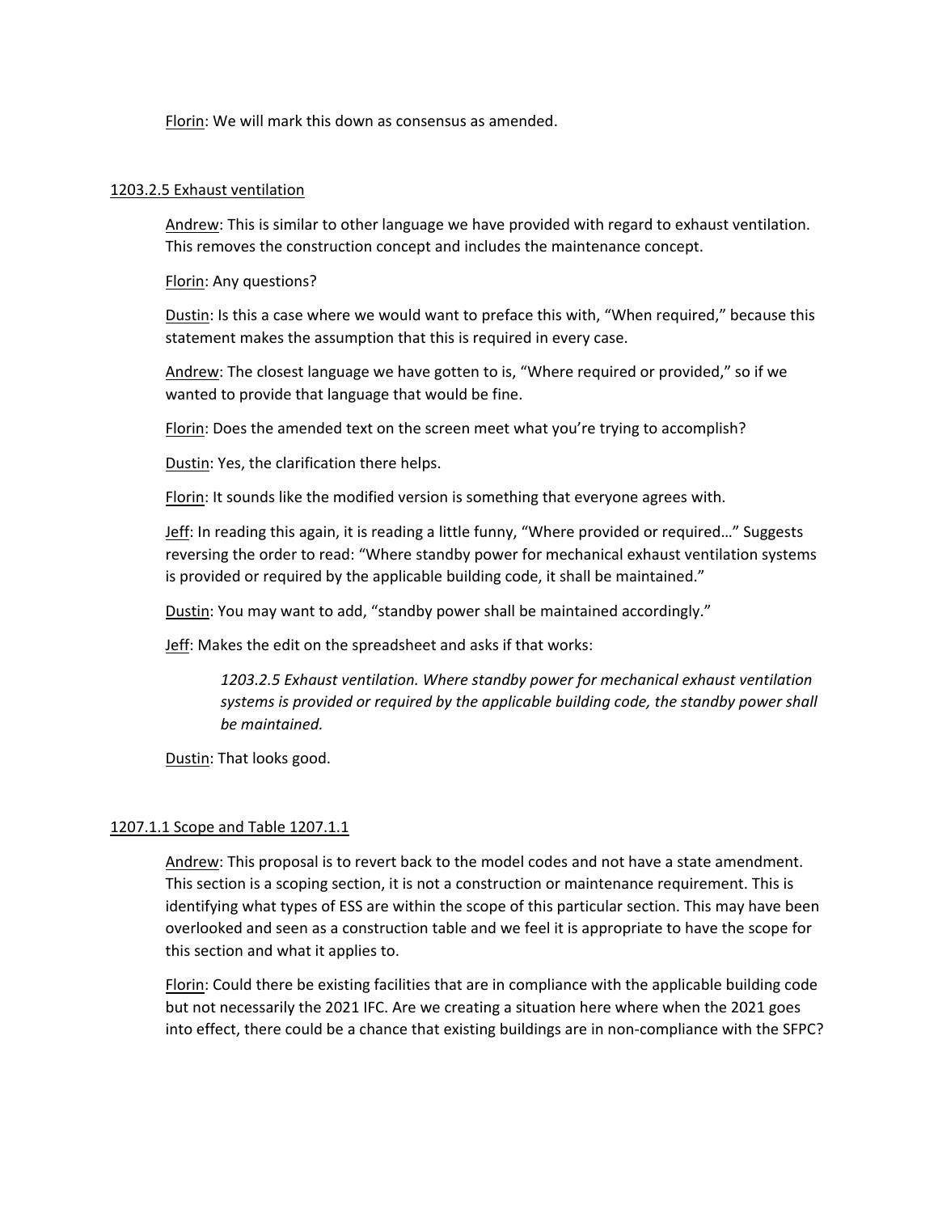<u>Florin</u>: We will mark this down as consensus as amended.

<u>1203.2.5 Exhaust ventilation</u>

<u>Andrew</u>: This is similar to other language we have provided with regard to exhaust ventilation. This removes the construction concept and includes the maintenance concept.

<u>Florin</u>: Any questions?

<u>Dustin</u>: Is this a case where we would want to preface this with, "When required," because this statement makes the assumption that this is required in every case.

<u>Andrew</u>: The closest language we have gotten to is, "Where required or provided," so if we wanted to provide that language that would be fine.

<u>Florin</u>: Does the amended text on the screen meet what you're trying to accomplish?

<u>Dustin</u>: Yes, the clarification there helps.

<u>Florin</u>: It sounds like the modified version is something that everyone agrees with.

<u>Jeff</u>: In reading this again, it is reading a little funny, "Where provided or required…" Suggests reversing the order to read: "Where standby power for mechanical exhaust ventilation systems is provided or required by the applicable building code, it shall be maintained."

<u>Dustin</u>: You may want to add, "standby power shall be maintained accordingly."

<u>Jeff</u>: Makes the edit on the spreadsheet and asks if that works:

> *1203.2.5 Exhaust ventilation. Where standby power for mechanical exhaust ventilation systems is provided or required by the applicable building code, the standby power shall be maintained.*

<u>Dustin</u>: That looks good.

<u>1207.1.1 Scope and Table 1207.1.1</u>

<u>Andrew</u>: This proposal is to revert back to the model codes and not have a state amendment. This section is a scoping section, it is not a construction or maintenance requirement. This is identifying what types of ESS are within the scope of this particular section. This may have been overlooked and seen as a construction table and we feel it is appropriate to have the scope for this section and what it applies to.

<u>Florin</u>: Could there be existing facilities that are in compliance with the applicable building code but not necessarily the 2021 IFC. Are we creating a situation here where when the 2021 goes into effect, there could be a chance that existing buildings are in non-compliance with the SFPC?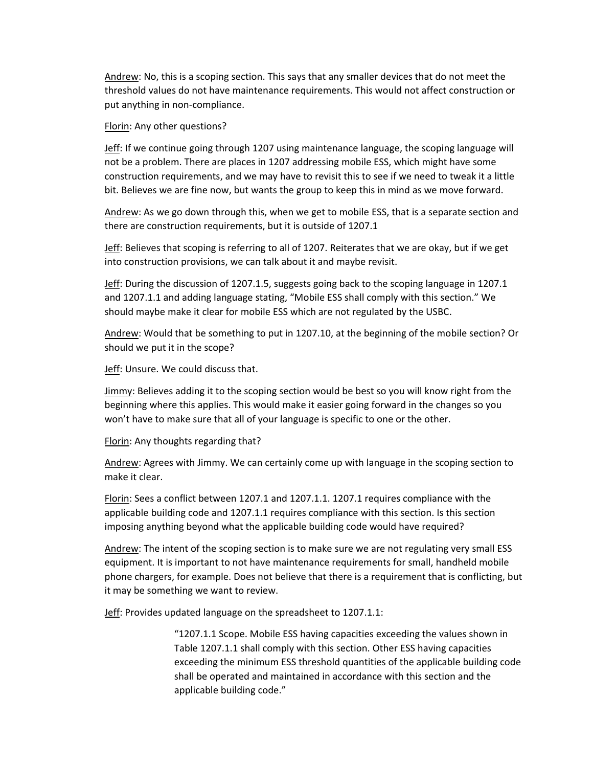Andrew: No, this is a scoping section. This says that any smaller devices that do not meet the threshold values do not have maintenance requirements. This would not affect construction or put anything in non-compliance.

Florin: Any other questions?

Jeff: If we continue going through 1207 using maintenance language, the scoping language will not be a problem. There are places in 1207 addressing mobile ESS, which might have some construction requirements, and we may have to revisit this to see if we need to tweak it a little bit. Believes we are fine now, but wants the group to keep this in mind as we move forward.

Andrew: As we go down through this, when we get to mobile ESS, that is a separate section and there are construction requirements, but it is outside of 1207.1

Jeff: Believes that scoping is referring to all of 1207. Reiterates that we are okay, but if we get into construction provisions, we can talk about it and maybe revisit.

Jeff: During the discussion of 1207.1.5, suggests going back to the scoping language in 1207.1 and 1207.1.1 and adding language stating, "Mobile ESS shall comply with this section." We should maybe make it clear for mobile ESS which are not regulated by the USBC.

Andrew: Would that be something to put in 1207.10, at the beginning of the mobile section? Or should we put it in the scope?

Jeff: Unsure. We could discuss that.

Jimmy: Believes adding it to the scoping section would be best so you will know right from the beginning where this applies. This would make it easier going forward in the changes so you won't have to make sure that all of your language is specific to one or the other.

Florin: Any thoughts regarding that?

Andrew: Agrees with Jimmy. We can certainly come up with language in the scoping section to make it clear.

Florin: Sees a conflict between 1207.1 and 1207.1.1. 1207.1 requires compliance with the applicable building code and 1207.1.1 requires compliance with this section. Is this section imposing anything beyond what the applicable building code would have required?

Andrew: The intent of the scoping section is to make sure we are not regulating very small ESS equipment. It is important to not have maintenance requirements for small, handheld mobile phone chargers, for example. Does not believe that there is a requirement that is conflicting, but it may be something we want to review.

Jeff: Provides updated language on the spreadsheet to 1207.1.1:

> "1207.1.1 Scope. Mobile ESS having capacities exceeding the values shown in Table 1207.1.1 shall comply with this section. Other ESS having capacities exceeding the minimum ESS threshold quantities of the applicable building code shall be operated and maintained in accordance with this section and the applicable building code."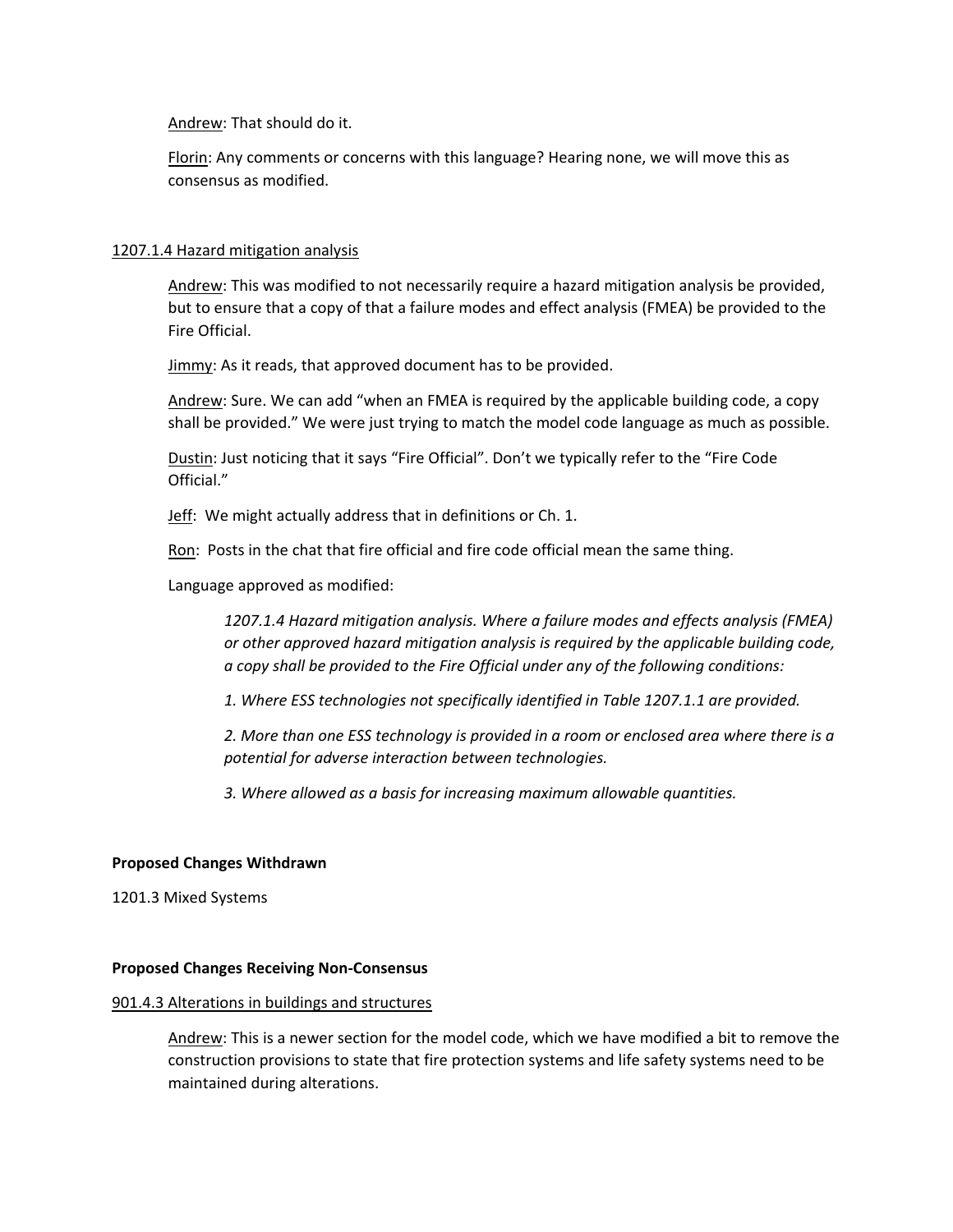Andrew: That should do it.

Florin: Any comments or concerns with this language? Hearing none, we will move this as consensus as modified.

1207.1.4 Hazard mitigation analysis

Andrew: This was modified to not necessarily require a hazard mitigation analysis be provided, but to ensure that a copy of that a failure modes and effect analysis (FMEA) be provided to the Fire Official.

Jimmy: As it reads, that approved document has to be provided.

Andrew: Sure. We can add "when an FMEA is required by the applicable building code, a copy shall be provided." We were just trying to match the model code language as much as possible.

Dustin: Just noticing that it says "Fire Official". Don't we typically refer to the "Fire Code Official."

Jeff: We might actually address that in definitions or Ch. 1.

Ron: Posts in the chat that fire official and fire code official mean the same thing.

Language approved as modified:

> *1207.1.4 Hazard mitigation analysis. Where a failure modes and effects analysis (FMEA) or other approved hazard mitigation analysis is required by the applicable building code, a copy shall be provided to the Fire Official under any of the following conditions:*
>
> *1. Where ESS technologies not specifically identified in Table 1207.1.1 are provided.*
>
> *2. More than one ESS technology is provided in a room or enclosed area where there is a potential for adverse interaction between technologies.*
>
> *3. Where allowed as a basis for increasing maximum allowable quantities.*

**Proposed Changes Withdrawn**

1201.3 Mixed Systems

**Proposed Changes Receiving Non-Consensus**

901.4.3 Alterations in buildings and structures

Andrew: This is a newer section for the model code, which we have modified a bit to remove the construction provisions to state that fire protection systems and life safety systems need to be maintained during alterations.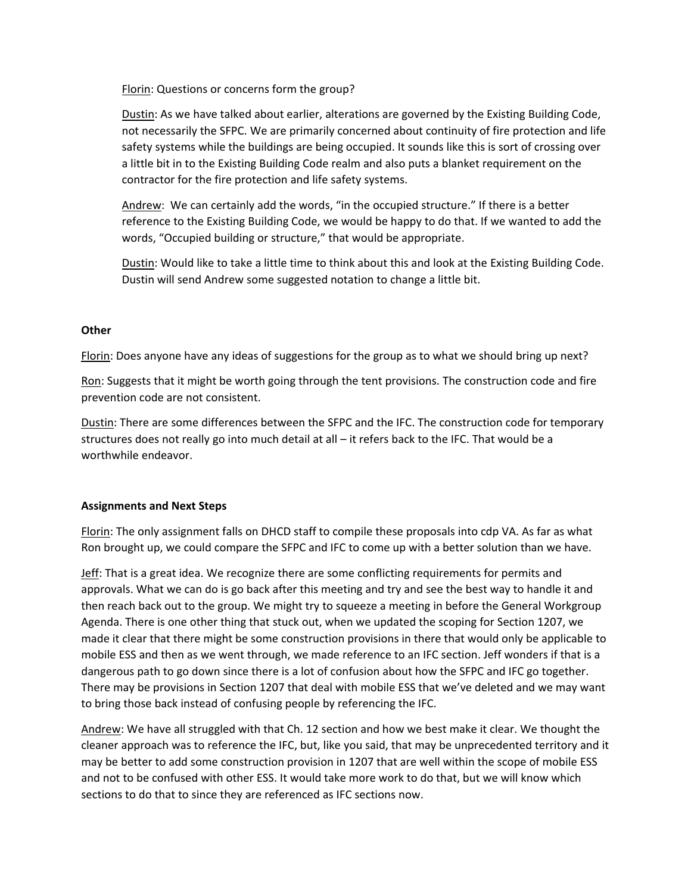Florin: Questions or concerns form the group?

Dustin: As we have talked about earlier, alterations are governed by the Existing Building Code, not necessarily the SFPC. We are primarily concerned about continuity of fire protection and life safety systems while the buildings are being occupied. It sounds like this is sort of crossing over a little bit in to the Existing Building Code realm and also puts a blanket requirement on the contractor for the fire protection and life safety systems.

Andrew: We can certainly add the words, "in the occupied structure." If there is a better reference to the Existing Building Code, we would be happy to do that. If we wanted to add the words, "Occupied building or structure," that would be appropriate.

Dustin: Would like to take a little time to think about this and look at the Existing Building Code. Dustin will send Andrew some suggested notation to change a little bit.

**Other**

Florin: Does anyone have any ideas of suggestions for the group as to what we should bring up next?

Ron: Suggests that it might be worth going through the tent provisions. The construction code and fire prevention code are not consistent.

Dustin: There are some differences between the SFPC and the IFC. The construction code for temporary structures does not really go into much detail at all – it refers back to the IFC. That would be a worthwhile endeavor.

**Assignments and Next Steps**

Florin: The only assignment falls on DHCD staff to compile these proposals into cdp VA. As far as what Ron brought up, we could compare the SFPC and IFC to come up with a better solution than we have.

Jeff: That is a great idea. We recognize there are some conflicting requirements for permits and approvals. What we can do is go back after this meeting and try and see the best way to handle it and then reach back out to the group. We might try to squeeze a meeting in before the General Workgroup Agenda. There is one other thing that stuck out, when we updated the scoping for Section 1207, we made it clear that there might be some construction provisions in there that would only be applicable to mobile ESS and then as we went through, we made reference to an IFC section. Jeff wonders if that is a dangerous path to go down since there is a lot of confusion about how the SFPC and IFC go together. There may be provisions in Section 1207 that deal with mobile ESS that we've deleted and we may want to bring those back instead of confusing people by referencing the IFC.

Andrew: We have all struggled with that Ch. 12 section and how we best make it clear. We thought the cleaner approach was to reference the IFC, but, like you said, that may be unprecedented territory and it may be better to add some construction provision in 1207 that are well within the scope of mobile ESS and not to be confused with other ESS. It would take more work to do that, but we will know which sections to do that to since they are referenced as IFC sections now.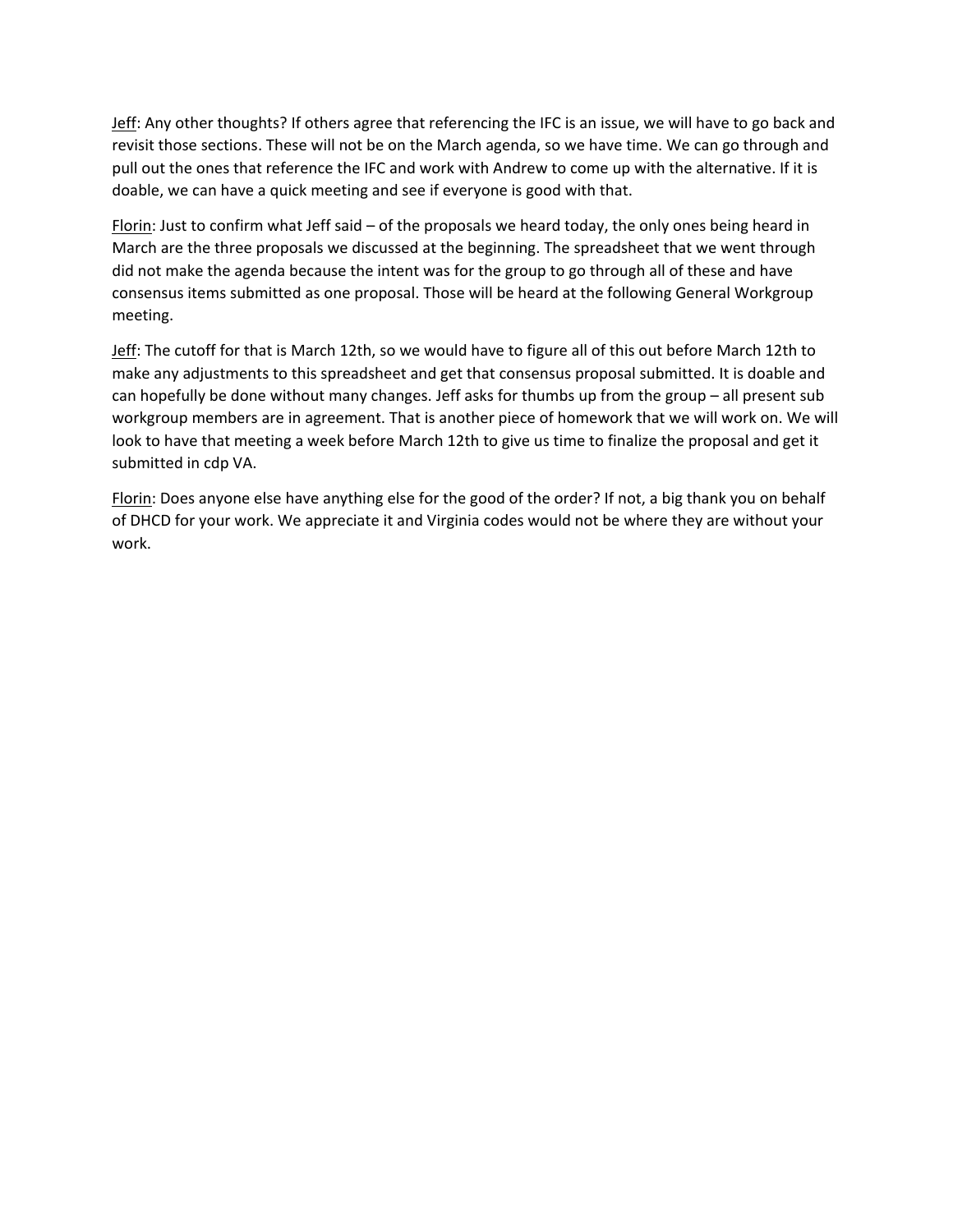<u>Jeff</u>: Any other thoughts? If others agree that referencing the IFC is an issue, we will have to go back and revisit those sections. These will not be on the March agenda, so we have time. We can go through and pull out the ones that reference the IFC and work with Andrew to come up with the alternative. If it is doable, we can have a quick meeting and see if everyone is good with that.

<u>Florin</u>: Just to confirm what Jeff said – of the proposals we heard today, the only ones being heard in March are the three proposals we discussed at the beginning. The spreadsheet that we went through did not make the agenda because the intent was for the group to go through all of these and have consensus items submitted as one proposal. Those will be heard at the following General Workgroup meeting.

<u>Jeff</u>: The cutoff for that is March 12th, so we would have to figure all of this out before March 12th to make any adjustments to this spreadsheet and get that consensus proposal submitted. It is doable and can hopefully be done without many changes. Jeff asks for thumbs up from the group – all present sub workgroup members are in agreement. That is another piece of homework that we will work on. We will look to have that meeting a week before March 12th to give us time to finalize the proposal and get it submitted in cdp VA.

<u>Florin</u>: Does anyone else have anything else for the good of the order? If not, a big thank you on behalf of DHCD for your work. We appreciate it and Virginia codes would not be where they are without your work.